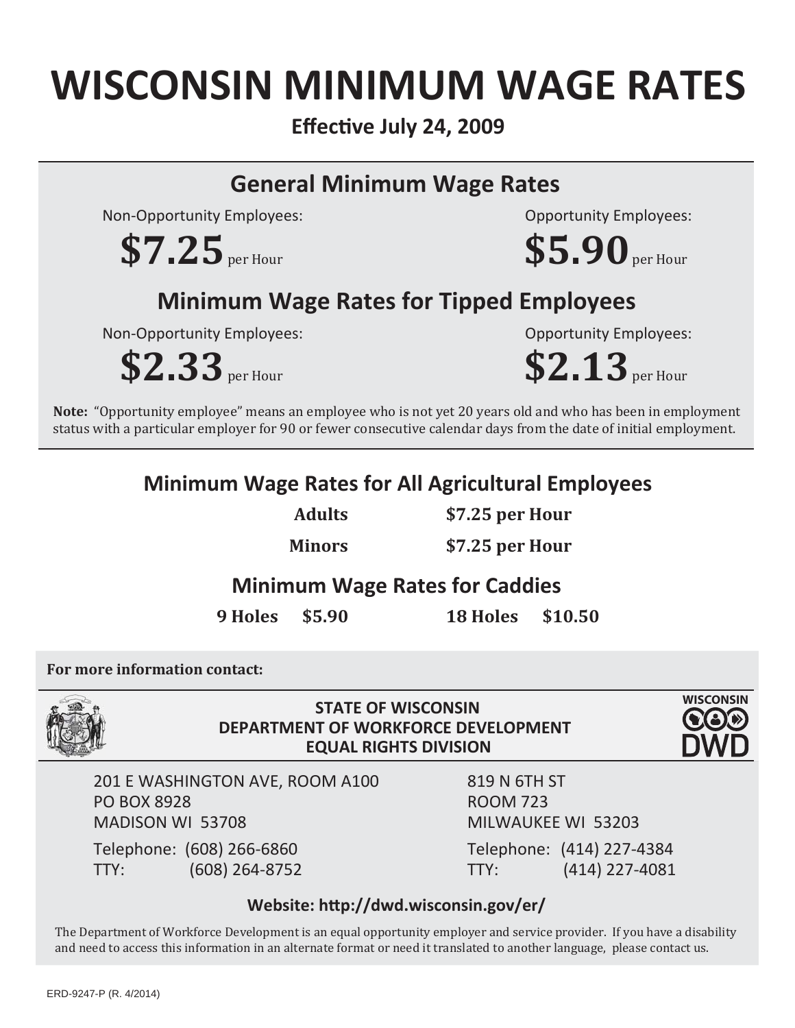# WISCONSIN MINIMUM WAGE RATES

**Effective July 24, 2009**

## General Minimum Wage Rates

Non-Opportunity Employees:

**$7.25** per Hour

Opportunity Employees:

**$5.90** per Hour

## Minimum Wage Rates for Tipped Employees

Non-Opportunity Employees:

**$2.33** per Hour

Opportunity Employees:

**$2.13** per Hour

**Note:** "Opportunity employee" means an employee who is not yet 20 years old and who has been in employment status with a particular employer for 90 or fewer consecutive calendar days from the date of initial employment.

## Minimum Wage Rates for All Agricultural Employees

| | |
|---|---|
| **Adults** | **$7.25 per Hour** |
| **Minors** | **$7.25 per Hour** |

## Minimum Wage Rates for Caddies

| | | | |
|---|---|---|---|
| **9 Holes** | **$5.90** | **18 Holes** | **$10.50** |

**For more information contact:**

**STATE OF WISCONSIN**
**DEPARTMENT OF WORKFORCE DEVELOPMENT**
**EQUAL RIGHTS DIVISION**

WISCONSIN DWD

201 E WASHINGTON AVE, ROOM A100
PO BOX 8928
MADISON WI 53708

Telephone: (608) 266-6860
TTY: (608) 264-8752

819 N 6TH ST
ROOM 723
MILWAUKEE WI 53203

Telephone: (414) 227-4384
TTY: (414) 227-4081

**Website: http://dwd.wisconsin.gov/er/**

The Department of Workforce Development is an equal opportunity employer and service provider. If you have a disability and need to access this information in an alternate format or need it translated to another language, please contact us.

ERD-9247-P (R. 4/2014)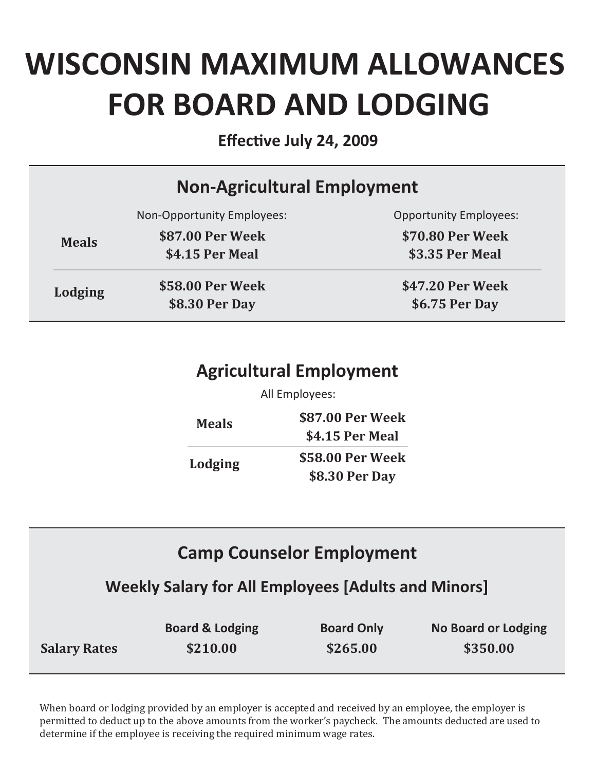# WISCONSIN MAXIMUM ALLOWANCES FOR BOARD AND LODGING

**Effective July 24, 2009**

## Non-Agricultural Employment

| | Non-Opportunity Employees: | Opportunity Employees: |
| --- | --- | --- |
| **Meals** | **$87.00 Per Week**<br>**$4.15 Per Meal** | **$70.80 Per Week**<br>**$3.35 Per Meal** |
| **Lodging** | **$58.00 Per Week**<br>**$8.30 Per Day** | **$47.20 Per Week**<br>**$6.75 Per Day** |

## Agricultural Employment

| | All Employees: |
| --- | --- |
| **Meals** | **$87.00 Per Week**<br>**$4.15 Per Meal** |
| **Lodging** | **$58.00 Per Week**<br>**$8.30 Per Day** |

## Camp Counselor Employment

### Weekly Salary for All Employees [Adults and Minors]

| | Board & Lodging | Board Only | No Board or Lodging |
| --- | --- | --- | --- |
| **Salary Rates** | **$210.00** | **$265.00** | **$350.00** |

When board or lodging provided by an employer is accepted and received by an employee, the employer is permitted to deduct up to the above amounts from the worker's paycheck. The amounts deducted are used to determine if the employee is receiving the required minimum wage rates.